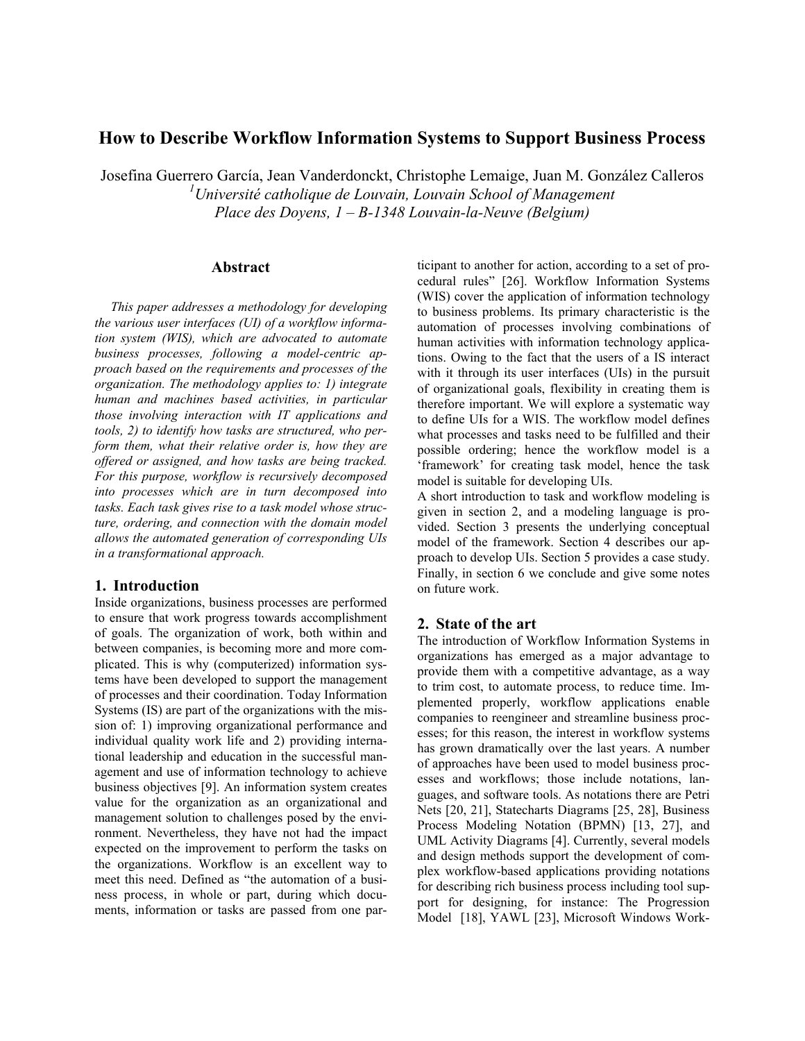# How to Describe Workflow Information Systems to Support Business Process

Josefina Guerrero García, Jean Vanderdonckt, Christophe Lemaige, Juan M. González Calleros
[1]*Université catholique de Louvain, Louvain School of Management*
*Place des Doyens, 1 – B-1348 Louvain-la-Neuve (Belgium)*

## Abstract

*This paper addresses a methodology for developing the various user interfaces (UI) of a workflow information system (WIS), which are advocated to automate business processes, following a model-centric approach based on the requirements and processes of the organization. The methodology applies to: 1) integrate human and machines based activities, in particular those involving interaction with IT applications and tools, 2) to identify how tasks are structured, who perform them, what their relative order is, how they are offered or assigned, and how tasks are being tracked. For this purpose, workflow is recursively decomposed into processes which are in turn decomposed into tasks. Each task gives rise to a task model whose structure, ordering, and connection with the domain model allows the automated generation of corresponding UIs in a transformational approach.*

## 1. Introduction

Inside organizations, business processes are performed to ensure that work progress towards accomplishment of goals. The organization of work, both within and between companies, is becoming more and more complicated. This is why (computerized) information systems have been developed to support the management of processes and their coordination. Today Information Systems (IS) are part of the organizations with the mission of: 1) improving organizational performance and individual quality work life and 2) providing international leadership and education in the successful management and use of information technology to achieve business objectives [9]. An information system creates value for the organization as an organizational and management solution to challenges posed by the environment. Nevertheless, they have not had the impact expected on the improvement to perform the tasks on the organizations. Workflow is an excellent way to meet this need. Defined as "the automation of a business process, in whole or part, during which documents, information or tasks are passed from one participant to another for action, according to a set of procedural rules" [26]. Workflow Information Systems (WIS) cover the application of information technology to business problems. Its primary characteristic is the automation of processes involving combinations of human activities with information technology applications. Owing to the fact that the users of a IS interact with it through its user interfaces (UIs) in the pursuit of organizational goals, flexibility in creating them is therefore important. We will explore a systematic way to define UIs for a WIS. The workflow model defines what processes and tasks need to be fulfilled and their possible ordering; hence the workflow model is a 'framework' for creating task model, hence the task model is suitable for developing UIs.

A short introduction to task and workflow modeling is given in section 2, and a modeling language is provided. Section 3 presents the underlying conceptual model of the framework. Section 4 describes our approach to develop UIs. Section 5 provides a case study. Finally, in section 6 we conclude and give some notes on future work.

## 2. State of the art

The introduction of Workflow Information Systems in organizations has emerged as a major advantage to provide them with a competitive advantage, as a way to trim cost, to automate process, to reduce time. Implemented properly, workflow applications enable companies to reengineer and streamline business processes; for this reason, the interest in workflow systems has grown dramatically over the last years. A number of approaches have been used to model business processes and workflows; those include notations, languages, and software tools. As notations there are Petri Nets [20, 21], Statecharts Diagrams [25, 28], Business Process Modeling Notation (BPMN) [13, 27], and UML Activity Diagrams [4]. Currently, several models and design methods support the development of complex workflow-based applications providing notations for describing rich business process including tool support for designing, for instance: The Progression Model [18], YAWL [23], Microsoft Windows Work-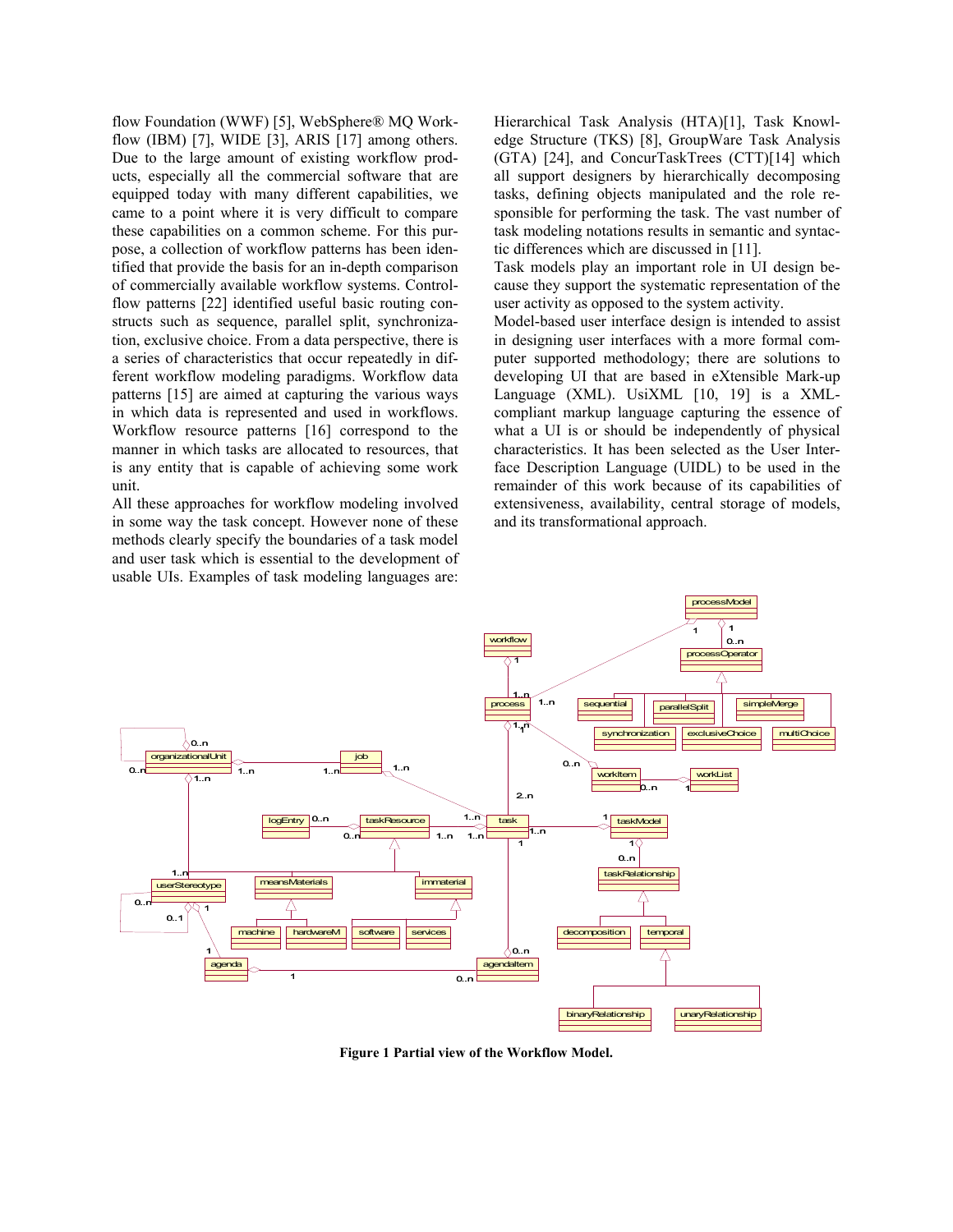flow Foundation (WWF) [5], WebSphere® MQ Workflow (IBM) [7], WIDE [3], ARIS [17] among others. Due to the large amount of existing workflow products, especially all the commercial software that are equipped today with many different capabilities, we came to a point where it is very difficult to compare these capabilities on a common scheme. For this purpose, a collection of workflow patterns has been identified that provide the basis for an in-depth comparison of commercially available workflow systems. Control-flow patterns [22] identified useful basic routing constructs such as sequence, parallel split, synchronization, exclusive choice. From a data perspective, there is a series of characteristics that occur repeatedly in different workflow modeling paradigms. Workflow data patterns [15] are aimed at capturing the various ways in which data is represented and used in workflows. Workflow resource patterns [16] correspond to the manner in which tasks are allocated to resources, that is any entity that is capable of achieving some work unit.

All these approaches for workflow modeling involved in some way the task concept. However none of these methods clearly specify the boundaries of a task model and user task which is essential to the development of usable UIs. Examples of task modeling languages are: Hierarchical Task Analysis (HTA)[1], Task Knowledge Structure (TKS) [8], GroupWare Task Analysis (GTA) [24], and ConcurTaskTrees (CTT)[14] which all support designers by hierarchically decomposing tasks, defining objects manipulated and the role responsible for performing the task. The vast number of task modeling notations results in semantic and syntactic differences which are discussed in [11].

Task models play an important role in UI design because they support the systematic representation of the user activity as opposed to the system activity.

Model-based user interface design is intended to assist in designing user interfaces with a more formal computer supported methodology; there are solutions to developing UI that are based in eXtensible Mark-up Language (XML). UsiXML [10, 19] is a XML-compliant markup language capturing the essence of what a UI is or should be independently of physical characteristics. It has been selected as the User Interface Description Language (UIDL) to be used in the remainder of this work because of its capabilities of extensiveness, availability, central storage of models, and its transformational approach.

**Figure 1 Partial view of the Workflow Model.**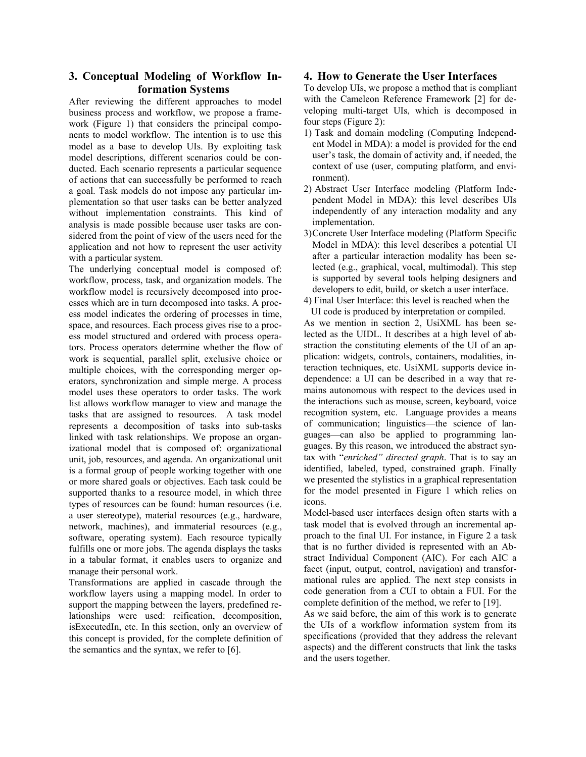## 3. Conceptual Modeling of Workflow Information Systems

After reviewing the different approaches to model business process and workflow, we propose a framework (Figure 1) that considers the principal components to model workflow. The intention is to use this model as a base to develop UIs. By exploiting task model descriptions, different scenarios could be conducted. Each scenario represents a particular sequence of actions that can successfully be performed to reach a goal. Task models do not impose any particular implementation so that user tasks can be better analyzed without implementation constraints. This kind of analysis is made possible because user tasks are considered from the point of view of the users need for the application and not how to represent the user activity with a particular system.

The underlying conceptual model is composed of: workflow, process, task, and organization models. The workflow model is recursively decomposed into processes which are in turn decomposed into tasks. A process model indicates the ordering of processes in time, space, and resources. Each process gives rise to a process model structured and ordered with process operators. Process operators determine whether the flow of work is sequential, parallel split, exclusive choice or multiple choices, with the corresponding merger operators, synchronization and simple merge. A process model uses these operators to order tasks. The work list allows workflow manager to view and manage the tasks that are assigned to resources. A task model represents a decomposition of tasks into sub-tasks linked with task relationships. We propose an organizational model that is composed of: organizational unit, job, resources, and agenda. An organizational unit is a formal group of people working together with one or more shared goals or objectives. Each task could be supported thanks to a resource model, in which three types of resources can be found: human resources (i.e. a user stereotype), material resources (e.g., hardware, network, machines), and immaterial resources (e.g., software, operating system). Each resource typically fulfills one or more jobs. The agenda displays the tasks in a tabular format, it enables users to organize and manage their personal work.

Transformations are applied in cascade through the workflow layers using a mapping model. In order to support the mapping between the layers, predefined relationships were used: reification, decomposition, isExecutedIn, etc. In this section, only an overview of this concept is provided, for the complete definition of the semantics and the syntax, we refer to [6].

## 4. How to Generate the User Interfaces

To develop UIs, we propose a method that is compliant with the Cameleon Reference Framework [2] for developing multi-target UIs, which is decomposed in four steps (Figure 2):

1) Task and domain modeling (Computing Independent Model in MDA): a model is provided for the end user's task, the domain of activity and, if needed, the context of use (user, computing platform, and environment).
2) Abstract User Interface modeling (Platform Independent Model in MDA): this level describes UIs independently of any interaction modality and any implementation.
3) Concrete User Interface modeling (Platform Specific Model in MDA): this level describes a potential UI after a particular interaction modality has been selected (e.g., graphical, vocal, multimodal). This step is supported by several tools helping designers and developers to edit, build, or sketch a user interface.
4) Final User Interface: this level is reached when the UI code is produced by interpretation or compiled.

As we mention in section 2, UsiXML has been selected as the UIDL. It describes at a high level of abstraction the constituting elements of the UI of an application: widgets, controls, containers, modalities, interaction techniques, etc. UsiXML supports device independence: a UI can be described in a way that remains autonomous with respect to the devices used in the interactions such as mouse, screen, keyboard, voice recognition system, etc. Language provides a means of communication; linguistics—the science of languages—can also be applied to programming languages. By this reason, we introduced the abstract syntax with "*enriched" directed graph*. That is to say an identified, labeled, typed, constrained graph. Finally we presented the stylistics in a graphical representation for the model presented in Figure 1 which relies on icons.

Model-based user interfaces design often starts with a task model that is evolved through an incremental approach to the final UI. For instance, in Figure 2 a task that is no further divided is represented with an Abstract Individual Component (AIC). For each AIC a facet (input, output, control, navigation) and transformational rules are applied. The next step consists in code generation from a CUI to obtain a FUI. For the complete definition of the method, we refer to [19].

As we said before, the aim of this work is to generate the UIs of a workflow information system from its specifications (provided that they address the relevant aspects) and the different constructs that link the tasks and the users together.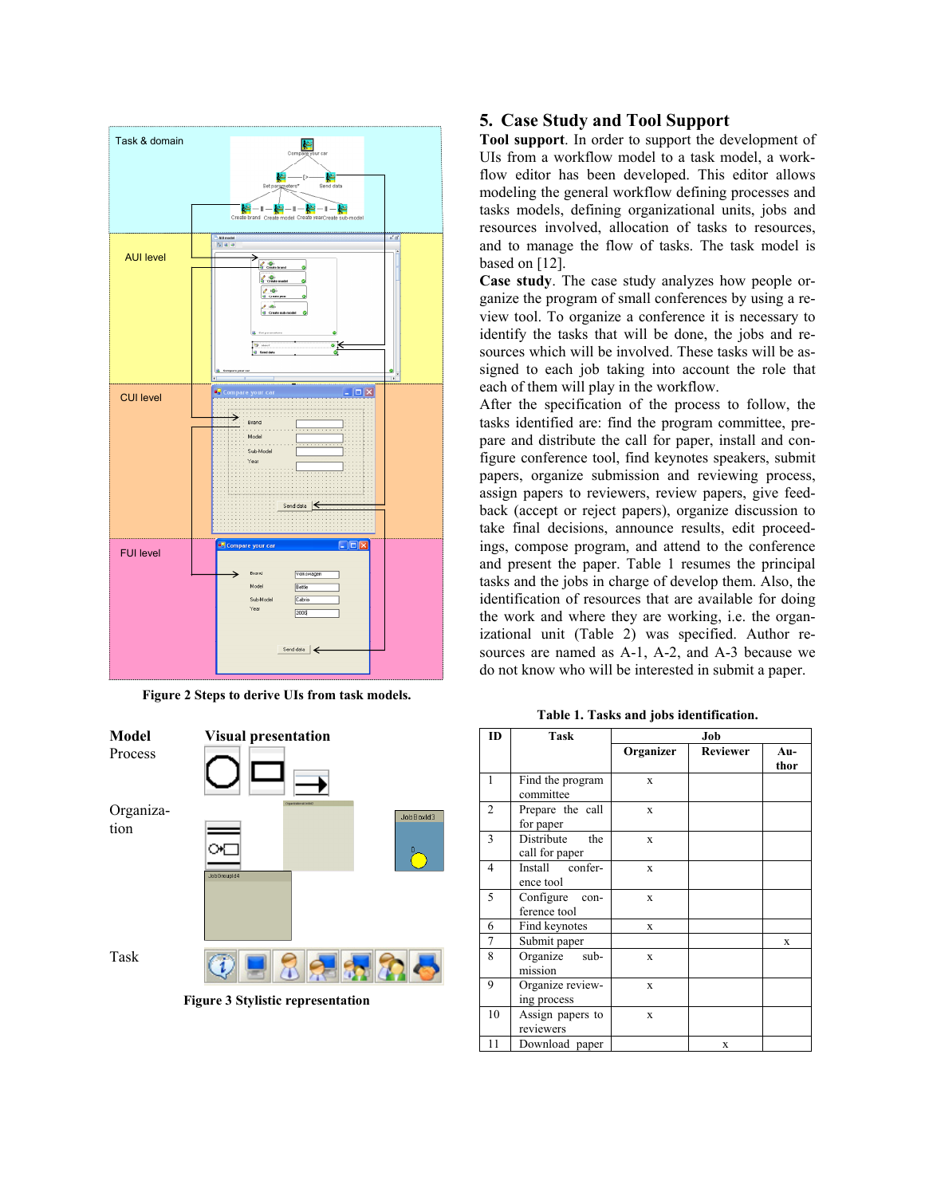Figure 2 Steps to derive UIs from task models.

Figure 3 Stylistic representation

## 5. Case Study and Tool Support

**Tool support**. In order to support the development of UIs from a workflow model to a task model, a workflow editor has been developed. This editor allows modeling the general workflow defining processes and tasks models, defining organizational units, jobs and resources involved, allocation of tasks to resources, and to manage the flow of tasks. The task model is based on [12].

**Case study**. The case study analyzes how people organize the program of small conferences by using a review tool. To organize a conference it is necessary to identify the tasks that will be done, the jobs and resources which will be involved. These tasks will be assigned to each job taking into account the role that each of them will play in the workflow.

After the specification of the process to follow, the tasks identified are: find the program committee, prepare and distribute the call for paper, install and configure conference tool, find keynotes speakers, submit papers, organize submission and reviewing process, assign papers to reviewers, review papers, give feedback (accept or reject papers), organize discussion to take final decisions, announce results, edit proceedings, compose program, and attend to the conference and present the paper. Table 1 resumes the principal tasks and the jobs in charge of develop them. Also, the identification of resources that are available for doing the work and where they are working, i.e. the organizational unit (Table 2) was specified. Author resources are named as A-1, A-2, and A-3 because we do not know who will be interested in submit a paper.

**Table 1. Tasks and jobs identification.**

| ID | Task | Job | | |
|---|---|---|---|---|
| | | Organizer | Reviewer | Author |
| 1 | Find the program committee | x | | |
| 2 | Prepare the call for paper | x | | |
| 3 | Distribute the call for paper | x | | |
| 4 | Install conference tool | x | | |
| 5 | Configure conference tool | x | | |
| 6 | Find keynotes | x | | |
| 7 | Submit paper | | | x |
| 8 | Organize submission | x | | |
| 9 | Organize reviewing process | x | | |
| 10 | Assign papers to reviewers | x | | |
| 11 | Download paper | | x | |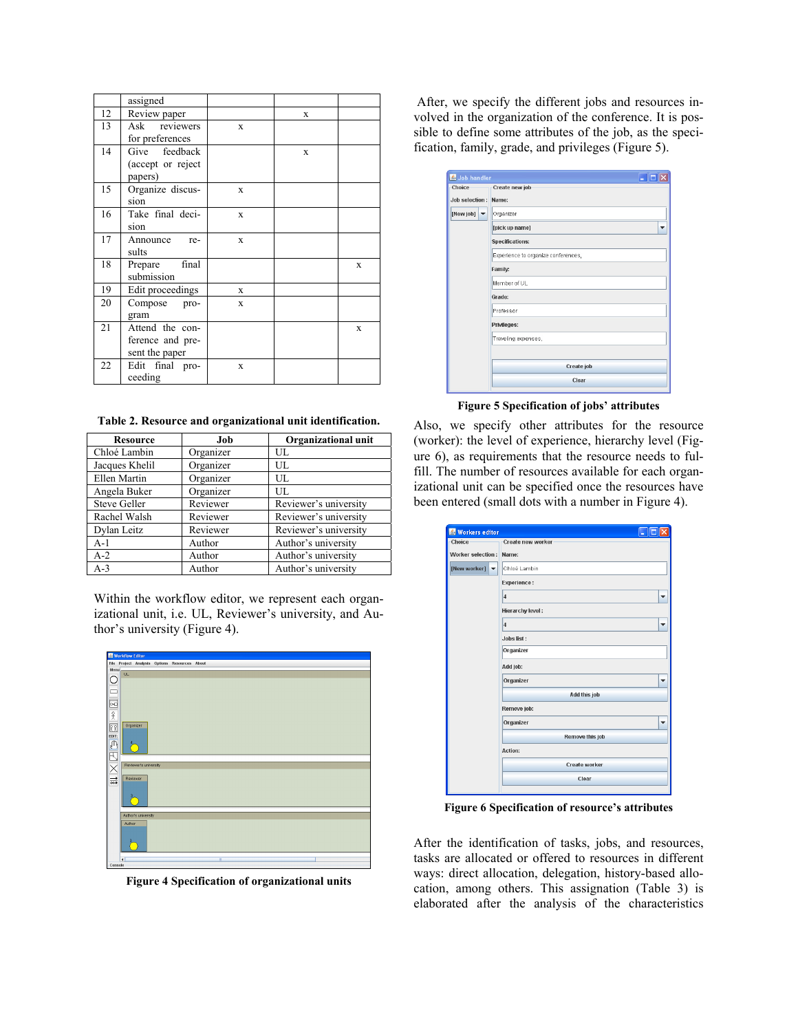| | | | | |
|---|---|---|---|---|
| | assigned | | | |
| 12 | Review paper | | x | |
| 13 | Ask reviewers for preferences | x | | |
| 14 | Give feedback (accept or reject papers) | | x | |
| 15 | Organize discussion | x | | |
| 16 | Take final decision | x | | |
| 17 | Announce results | x | | |
| 18 | Prepare final submission | | | x |
| 19 | Edit proceedings | x | | |
| 20 | Compose program | x | | |
| 21 | Attend the conference and present the paper | | | x |
| 22 | Edit final proceeding | x | | |

**Table 2. Resource and organizational unit identification.**

| Resource | Job | Organizational unit |
|---|---|---|
| Chloé Lambin | Organizer | UL |
| Jacques Khelil | Organizer | UL |
| Ellen Martin | Organizer | UL |
| Angela Buker | Organizer | UL |
| Steve Geller | Reviewer | Reviewer's university |
| Rachel Walsh | Reviewer | Reviewer's university |
| Dylan Leitz | Reviewer | Reviewer's university |
| A-1 | Author | Author's university |
| A-2 | Author | Author's university |
| A-3 | Author | Author's university |

Within the workflow editor, we represent each organizational unit, i.e. UL, Reviewer's university, and Author's university (Figure 4).

**Figure 4 Specification of organizational units**

After, we specify the different jobs and resources involved in the organization of the conference. It is possible to define some attributes of the job, as the specification, family, grade, and privileges (Figure 5).

**Figure 5 Specification of jobs' attributes**

Also, we specify other attributes for the resource (worker): the level of experience, hierarchy level (Figure 6), as requirements that the resource needs to fulfill. The number of resources available for each organizational unit can be specified once the resources have been entered (small dots with a number in Figure 4).

**Figure 6 Specification of resource's attributes**

After the identification of tasks, jobs, and resources, tasks are allocated or offered to resources in different ways: direct allocation, delegation, history-based allocation, among others. This assignation (Table 3) is elaborated after the analysis of the characteristics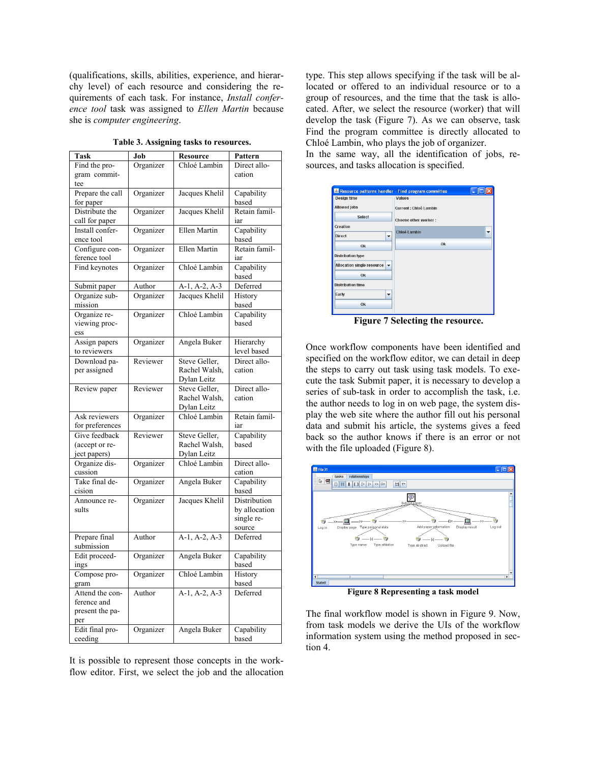(qualifications, skills, abilities, experience, and hierarchy level) of each resource and considering the requirements of each task. For instance, *Install conference tool* task was assigned to *Ellen Martin* because she is *computer engineering*.

**Table 3. Assigning tasks to resources.**

| Task | Job | Resource | Pattern |
|---|---|---|---|
| Find the program committee | Organizer | Chloé Lambin | Direct allocation |
| Prepare the call for paper | Organizer | Jacques Khelil | Capability based |
| Distribute the call for paper | Organizer | Jacques Khelil | Retain familiar |
| Install conference tool | Organizer | Ellen Martin | Capability based |
| Configure conference tool | Organizer | Ellen Martin | Retain familiar |
| Find keynotes | Organizer | Chloé Lambin | Capability based |
| Submit paper | Author | A-1, A-2, A-3 | Deferred |
| Organize submission | Organizer | Jacques Khelil | History based |
| Organize reviewing process | Organizer | Chloé Lambin | Capability based |
| Assign papers to reviewers | Organizer | Angela Buker | Hierarchy level based |
| Download paper assigned | Reviewer | Steve Geller, Rachel Walsh, Dylan Leitz | Direct allocation |
| Review paper | Reviewer | Steve Geller, Rachel Walsh, Dylan Leitz | Direct allocation |
| Ask reviewers for preferences | Organizer | Chloé Lambin | Retain familiar |
| Give feedback (accept or reject papers) | Reviewer | Steve Geller, Rachel Walsh, Dylan Leitz | Capability based |
| Organize discussion | Organizer | Chloé Lambin | Direct allocation |
| Take final decision | Organizer | Angela Buker | Capability based |
| Announce results | Organizer | Jacques Khelil | Distribution by allocation single resource |
| Prepare final submission | Author | A-1, A-2, A-3 | Deferred |
| Edit proceedings | Organizer | Angela Buker | Capability based |
| Compose program | Organizer | Chloé Lambin | History based |
| Attend the conference and present the paper | Author | A-1, A-2, A-3 | Deferred |
| Edit final proceeding | Organizer | Angela Buker | Capability based |

It is possible to represent those concepts in the workflow editor. First, we select the job and the allocation type. This step allows specifying if the task will be allocated or offered to an individual resource or to a group of resources, and the time that the task is allocated. After, we select the resource (worker) that will develop the task (Figure 7). As we can observe, task Find the program committee is directly allocated to Chloé Lambin, who plays the job of organizer.
In the same way, all the identification of jobs, resources, and tasks allocation is specified.

**Figure 7 Selecting the resource.**

Once workflow components have been identified and specified on the workflow editor, we can detail in deep the steps to carry out task using task models. To execute the task Submit paper, it is necessary to develop a series of sub-task in order to accomplish the task, i.e. the author needs to log in on web page, the system display the web site where the author fill out his personal data and submit his article, the systems gives a feed back so the author knows if there is an error or not with the file uploaded (Figure 8).

**Figure 8 Representing a task model**

The final workflow model is shown in Figure 9. Now, from task models we derive the UIs of the workflow information system using the method proposed in section 4.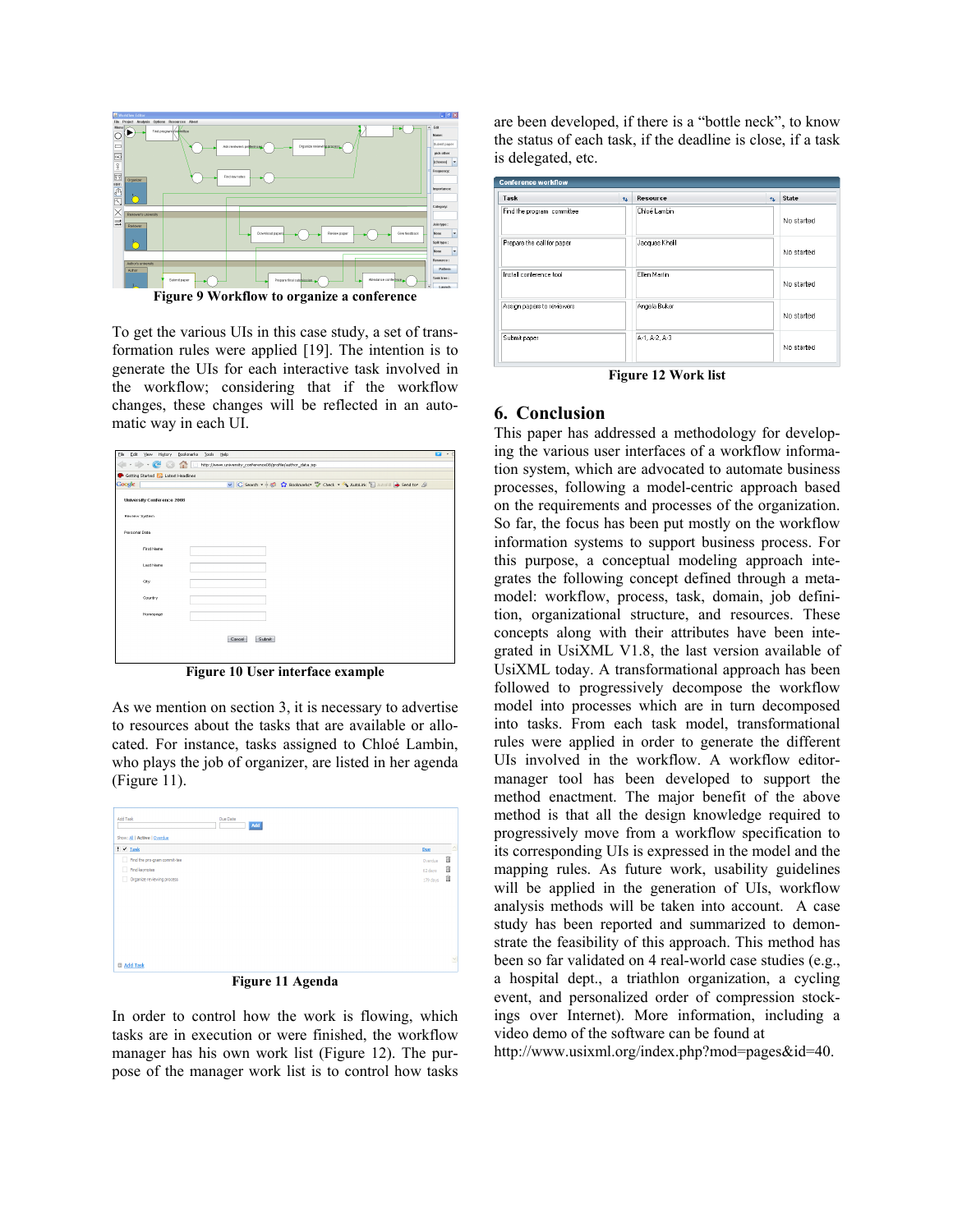Figure 9 Workflow to organize a conference

To get the various UIs in this case study, a set of transformation rules were applied [19]. The intention is to generate the UIs for each interactive task involved in the workflow; considering that if the workflow changes, these changes will be reflected in an automatic way in each UI.

Figure 10 User interface example

As we mention on section 3, it is necessary to advertise to resources about the tasks that are available or allocated. For instance, tasks assigned to Chloé Lambin, who plays the job of organizer, are listed in her agenda (Figure 11).

Figure 11 Agenda

In order to control how the work is flowing, which tasks are in execution or were finished, the workflow manager has his own work list (Figure 12). The purpose of the manager work list is to control how tasks are been developed, if there is a "bottle neck", to know the status of each task, if the deadline is close, if a task is delegated, etc.

Conference workflow

| Task | Resource | State |
|---|---|---|
| Find the program committee | Chloé Lambin | No started |
| Prepare the call for paper | Jacques Khalil | No started |
| Install conference tool | Ellen Martin | No started |
| Assign papers to reviewers | Angela Bukar | No started |
| Submit paper | A-1, A-2, A-3 | No started |

Figure 12 Work list

## 6. Conclusion

This paper has addressed a methodology for developing the various user interfaces of a workflow information system, which are advocated to automate business processes, following a model-centric approach based on the requirements and processes of the organization. So far, the focus has been put mostly on the workflow information systems to support business process. For this purpose, a conceptual modeling approach integrates the following concept defined through a meta-model: workflow, process, task, domain, job definition, organizational structure, and resources. These concepts along with their attributes have been integrated in UsiXML V1.8, the last version available of UsiXML today. A transformational approach has been followed to progressively decompose the workflow model into processes which are in turn decomposed into tasks. From each task model, transformational rules were applied in order to generate the different UIs involved in the workflow. A workflow editor-manager tool has been developed to support the method enactment. The major benefit of the above method is that all the design knowledge required to progressively move from a workflow specification to its corresponding UIs is expressed in the model and the mapping rules. As future work, usability guidelines will be applied in the generation of UIs, workflow analysis methods will be taken into account. A case study has been reported and summarized to demonstrate the feasibility of this approach. This method has been so far validated on 4 real-world case studies (e.g., a hospital dept., a triathlon organization, a cycling event, and personalized order of compression stockings over Internet). More information, including a video demo of the software can be found at http://www.usixml.org/index.php?mod=pages&id=40.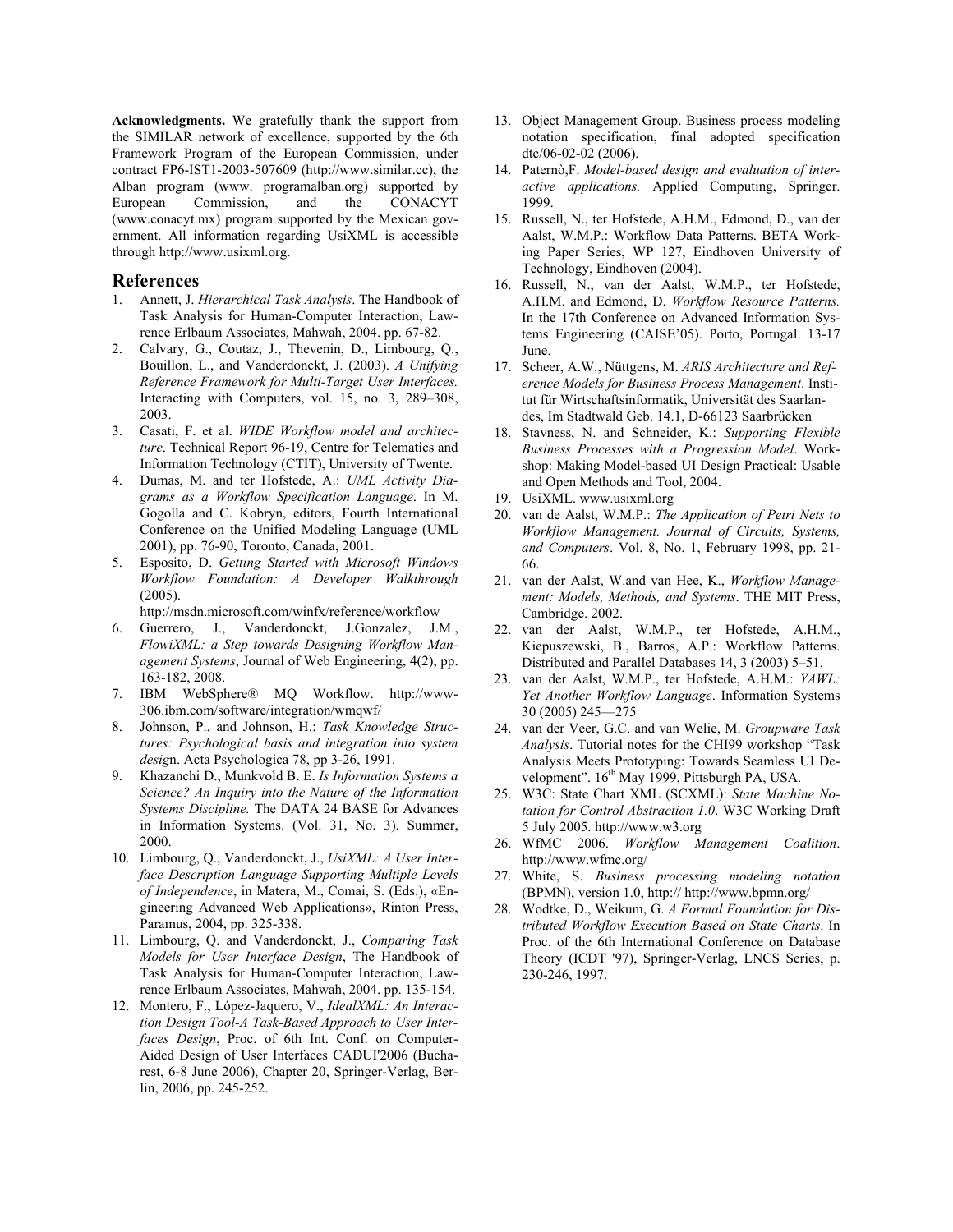**Acknowledgments.** We gratefully thank the support from the SIMILAR network of excellence, supported by the 6th Framework Program of the European Commission, under contract FP6-IST1-2003-507609 (http://www.similar.cc), the Alban program (www. programalban.org) supported by European Commission, and the CONACYT (www.conacyt.mx) program supported by the Mexican government. All information regarding UsiXML is accessible through http://www.usixml.org.

## References

1. Annett, J. *Hierarchical Task Analysis*. The Handbook of Task Analysis for Human-Computer Interaction, Lawrence Erlbaum Associates, Mahwah, 2004. pp. 67-82.
2. Calvary, G., Coutaz, J., Thevenin, D., Limbourg, Q., Bouillon, L., and Vanderdonckt, J. (2003). *A Unifying Reference Framework for Multi-Target User Interfaces.* Interacting with Computers, vol. 15, no. 3, 289–308, 2003.
3. Casati, F. et al. *WIDE Workflow model and architecture*. Technical Report 96-19, Centre for Telematics and Information Technology (CTIT), University of Twente.
4. Dumas, M. and ter Hofstede, A.: *UML Activity Diagrams as a Workflow Specification Language*. In M. Gogolla and C. Kobryn, editors, Fourth International Conference on the Unified Modeling Language (UML 2001), pp. 76-90, Toronto, Canada, 2001.
5. Esposito, D. *Getting Started with Microsoft Windows Workflow Foundation: A Developer Walkthrough* (2005). http://msdn.microsoft.com/winfx/reference/workflow
6. Guerrero, J., Vanderdonckt, J.Gonzalez, J.M., *FlowiXML: a Step towards Designing Workflow Management Systems*, Journal of Web Engineering, 4(2), pp. 163-182, 2008.
7. IBM WebSphere® MQ Workflow. http://www-306.ibm.com/software/integration/wmqwf/
8. Johnson, P., and Johnson, H.: *Task Knowledge Structures: Psychological basis and integration into system desig*n. Acta Psychologica 78, pp 3-26, 1991.
9. Khazanchi D., Munkvold B. E. *Is Information Systems a Science? An Inquiry into the Nature of the Information Systems Discipline.* The DATA 24 BASE for Advances in Information Systems. (Vol. 31, No. 3). Summer, 2000.
10. Limbourg, Q., Vanderdonckt, J., *UsiXML: A User Interface Description Language Supporting Multiple Levels of Independence*, in Matera, M., Comai, S. (Eds.), «Engineering Advanced Web Applications», Rinton Press, Paramus, 2004, pp. 325-338.
11. Limbourg, Q. and Vanderdonckt, J., *Comparing Task Models for User Interface Design*, The Handbook of Task Analysis for Human-Computer Interaction, Lawrence Erlbaum Associates, Mahwah, 2004. pp. 135-154.
12. Montero, F., López-Jaquero, V., *IdealXML: An Interaction Design Tool-A Task-Based Approach to User Interfaces Design*, Proc. of 6th Int. Conf. on Computer-Aided Design of User Interfaces CADUI'2006 (Bucharest, 6-8 June 2006), Chapter 20, Springer-Verlag, Berlin, 2006, pp. 245-252.
13. Object Management Group. Business process modeling notation specification, final adopted specification dtc/06-02-02 (2006).
14. Paternò,F. *Model-based design and evaluation of interactive applications.* Applied Computing, Springer. 1999.
15. Russell, N., ter Hofstede, A.H.M., Edmond, D., van der Aalst, W.M.P.: Workflow Data Patterns. BETA Working Paper Series, WP 127, Eindhoven University of Technology, Eindhoven (2004).
16. Russell, N., van der Aalst, W.M.P., ter Hofstede, A.H.M. and Edmond, D. *Workflow Resource Patterns.* In the 17th Conference on Advanced Information Systems Engineering (CAISE'05). Porto, Portugal. 13-17 June.
17. Scheer, A.W., Nüttgens, M. *ARIS Architecture and Reference Models for Business Process Management*. Institut für Wirtschaftsinformatik, Universität des Saarlandes, Im Stadtwald Geb. 14.1, D-66123 Saarbrücken
18. Stavness, N. and Schneider, K.: *Supporting Flexible Business Processes with a Progression Model*. Workshop: Making Model-based UI Design Practical: Usable and Open Methods and Tool, 2004.
19. UsiXML. www.usixml.org
20. van de Aalst, W.M.P.: *The Application of Petri Nets to Workflow Management. Journal of Circuits, Systems, and Computers*. Vol. 8, No. 1, February 1998, pp. 21-66.
21. van der Aalst, W.and van Hee, K., *Workflow Management: Models, Methods, and Systems*. THE MIT Press, Cambridge. 2002.
22. van der Aalst, W.M.P., ter Hofstede, A.H.M., Kiepuszewski, B., Barros, A.P.: Workflow Patterns. Distributed and Parallel Databases 14, 3 (2003) 5–51.
23. van der Aalst, W.M.P., ter Hofstede, A.H.M.: *YAWL: Yet Another Workflow Language*. Information Systems 30 (2005) 245—275
24. van der Veer, G.C. and van Welie, M. *Groupware Task Analysis*. Tutorial notes for the CHI99 workshop "Task Analysis Meets Prototyping: Towards Seamless UI Development". 16th May 1999, Pittsburgh PA, USA.
25. W3C: State Chart XML (SCXML): *State Machine Notation for Control Abstraction 1.0*. W3C Working Draft 5 July 2005. http://www.w3.org
26. WfMC 2006. *Workflow Management Coalition*. http://www.wfmc.org/
27. White, S. *Business processing modeling notation* (BPMN), version 1.0, http:// http://www.bpmn.org/
28. Wodtke, D., Weikum, G. *A Formal Foundation for Distributed Workflow Execution Based on State Charts*. In Proc. of the 6th International Conference on Database Theory (ICDT '97), Springer-Verlag, LNCS Series, p. 230-246, 1997.